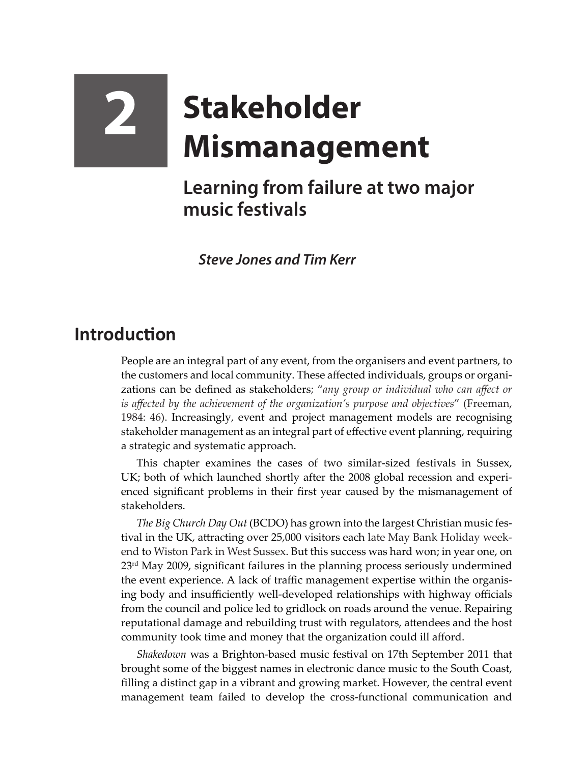# 2 Stakeholder Mismanagement

## Learning from failure at two major music festivals

***Steve Jones and Tim Kerr***

## Introduction

People are an integral part of any event, from the organisers and event partners, to the customers and local community. These affected individuals, groups or organizations can be defined as stakeholders; "*any group or individual who can affect or is affected by the achievement of the organization's purpose and objectives*" (Freeman, 1984: 46). Increasingly, event and project management models are recognising stakeholder management as an integral part of effective event planning, requiring a strategic and systematic approach.

This chapter examines the cases of two similar-sized festivals in Sussex, UK; both of which launched shortly after the 2008 global recession and experienced significant problems in their first year caused by the mismanagement of stakeholders.

*The Big Church Day Out* (BCDO) has grown into the largest Christian music festival in the UK, attracting over 25,000 visitors each late May Bank Holiday weekend to Wiston Park in West Sussex. But this success was hard won; in year one, on 23rd May 2009, significant failures in the planning process seriously undermined the event experience. A lack of traffic management expertise within the organising body and insufficiently well-developed relationships with highway officials from the council and police led to gridlock on roads around the venue. Repairing reputational damage and rebuilding trust with regulators, attendees and the host community took time and money that the organization could ill afford.

*Shakedown* was a Brighton-based music festival on 17th September 2011 that brought some of the biggest names in electronic dance music to the South Coast, filling a distinct gap in a vibrant and growing market. However, the central event management team failed to develop the cross-functional communication and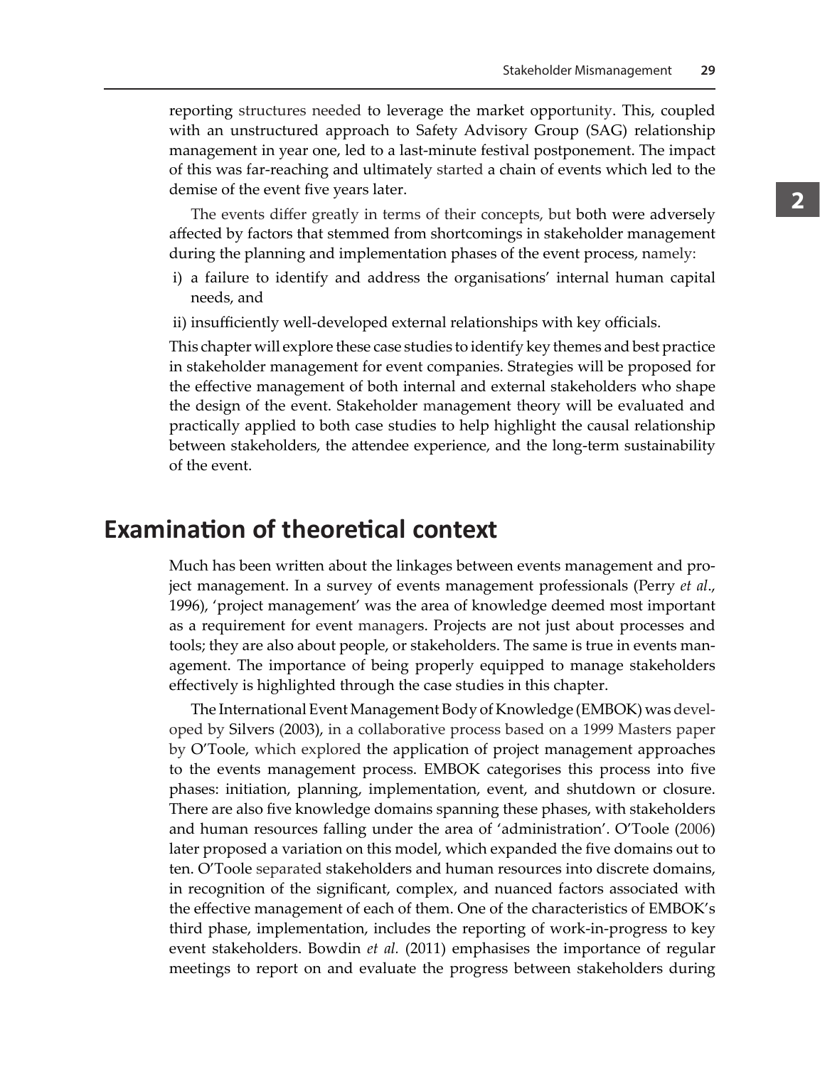reporting structures needed to leverage the market opportunity. This, coupled with an unstructured approach to Safety Advisory Group (SAG) relationship management in year one, led to a last-minute festival postponement. The impact of this was far-reaching and ultimately started a chain of events which led to the demise of the event five years later.

The events differ greatly in terms of their concepts, but both were adversely affected by factors that stemmed from shortcomings in stakeholder management during the planning and implementation phases of the event process, namely:

i) a failure to identify and address the organisations' internal human capital needs, and

ii) insufficiently well-developed external relationships with key officials.

This chapter will explore these case studies to identify key themes and best practice in stakeholder management for event companies. Strategies will be proposed for the effective management of both internal and external stakeholders who shape the design of the event. Stakeholder management theory will be evaluated and practically applied to both case studies to help highlight the causal relationship between stakeholders, the attendee experience, and the long-term sustainability of the event.

## Examination of theoretical context

Much has been written about the linkages between events management and project management. In a survey of events management professionals (Perry *et al*., 1996), 'project management' was the area of knowledge deemed most important as a requirement for event managers. Projects are not just about processes and tools; they are also about people, or stakeholders. The same is true in events management. The importance of being properly equipped to manage stakeholders effectively is highlighted through the case studies in this chapter.

The International Event Management Body of Knowledge (EMBOK) was developed by Silvers (2003), in a collaborative process based on a 1999 Masters paper by O'Toole, which explored the application of project management approaches to the events management process. EMBOK categorises this process into five phases: initiation, planning, implementation, event, and shutdown or closure. There are also five knowledge domains spanning these phases, with stakeholders and human resources falling under the area of 'administration'. O'Toole (2006) later proposed a variation on this model, which expanded the five domains out to ten. O'Toole separated stakeholders and human resources into discrete domains, in recognition of the significant, complex, and nuanced factors associated with the effective management of each of them. One of the characteristics of EMBOK's third phase, implementation, includes the reporting of work-in-progress to key event stakeholders. Bowdin *et al.* (2011) emphasises the importance of regular meetings to report on and evaluate the progress between stakeholders during